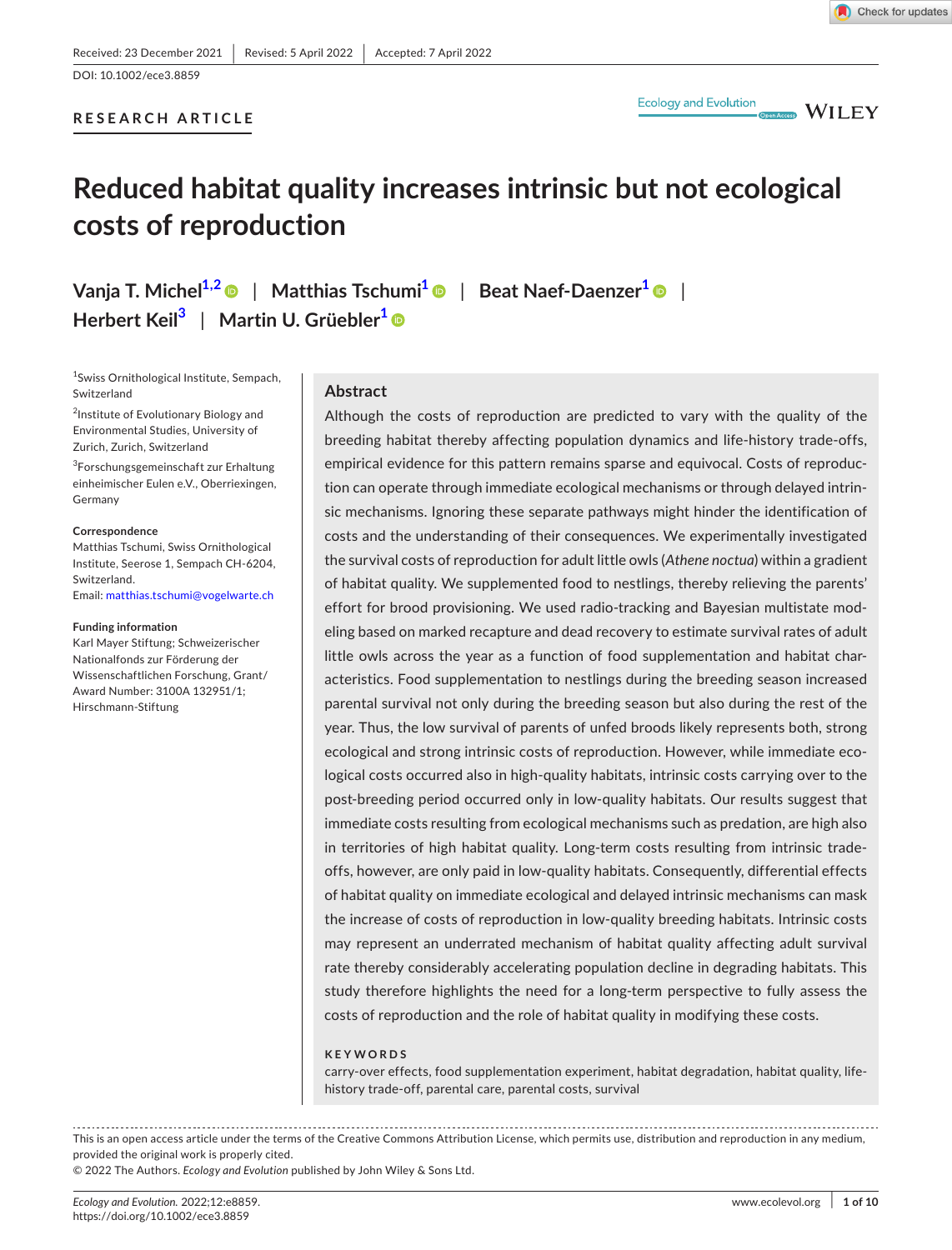Received: 23 December 2021 | Revised: 5 April 2022 | Accepted: 7 April 2022

DOI: 10.1002/ece3.8859

RESEARCH ARTICLE

# Reduced habitat quality increases intrinsic but not ecological costs of reproduction

Vanja T. Michel[1,2] | Matthias Tschumi[1] | Beat Naef-Daenzer[1] | Herbert Keil[3] | Martin U. Grüebler[1]

[1]Swiss Ornithological Institute, Sempach, Switzerland

[2]Institute of Evolutionary Biology and Environmental Studies, University of Zurich, Zurich, Switzerland

[3]Forschungsgemeinschaft zur Erhaltung einheimischer Eulen e.V., Oberriexingen, Germany

**Correspondence**
Matthias Tschumi, Swiss Ornithological Institute, Seerose 1, Sempach CH-6204, Switzerland.
Email: matthias.tschumi@vogelwarte.ch

**Funding information**
Karl Mayer Stiftung; Schweizerischer Nationalfonds zur Förderung der Wissenschaftlichen Forschung, Grant/Award Number: 3100A 132951/1; Hirschmann-Stiftung

## Abstract

Although the costs of reproduction are predicted to vary with the quality of the breeding habitat thereby affecting population dynamics and life-history trade-offs, empirical evidence for this pattern remains sparse and equivocal. Costs of reproduction can operate through immediate ecological mechanisms or through delayed intrinsic mechanisms. Ignoring these separate pathways might hinder the identification of costs and the understanding of their consequences. We experimentally investigated the survival costs of reproduction for adult little owls (*Athene noctua*) within a gradient of habitat quality. We supplemented food to nestlings, thereby relieving the parents' effort for brood provisioning. We used radio-tracking and Bayesian multistate modeling based on marked recapture and dead recovery to estimate survival rates of adult little owls across the year as a function of food supplementation and habitat characteristics. Food supplementation to nestlings during the breeding season increased parental survival not only during the breeding season but also during the rest of the year. Thus, the low survival of parents of unfed broods likely represents both, strong ecological and strong intrinsic costs of reproduction. However, while immediate ecological costs occurred also in high-quality habitats, intrinsic costs carrying over to the post-breeding period occurred only in low-quality habitats. Our results suggest that immediate costs resulting from ecological mechanisms such as predation, are high also in territories of high habitat quality. Long-term costs resulting from intrinsic trade-offs, however, are only paid in low-quality habitats. Consequently, differential effects of habitat quality on immediate ecological and delayed intrinsic mechanisms can mask the increase of costs of reproduction in low-quality breeding habitats. Intrinsic costs may represent an underrated mechanism of habitat quality affecting adult survival rate thereby considerably accelerating population decline in degrading habitats. This study therefore highlights the need for a long-term perspective to fully assess the costs of reproduction and the role of habitat quality in modifying these costs.

**KEYWORDS**

carry-over effects, food supplementation experiment, habitat degradation, habitat quality, life-history trade-off, parental care, parental costs, survival

This is an open access article under the terms of the Creative Commons Attribution License, which permits use, distribution and reproduction in any medium, provided the original work is properly cited.
© 2022 The Authors. *Ecology and Evolution* published by John Wiley & Sons Ltd.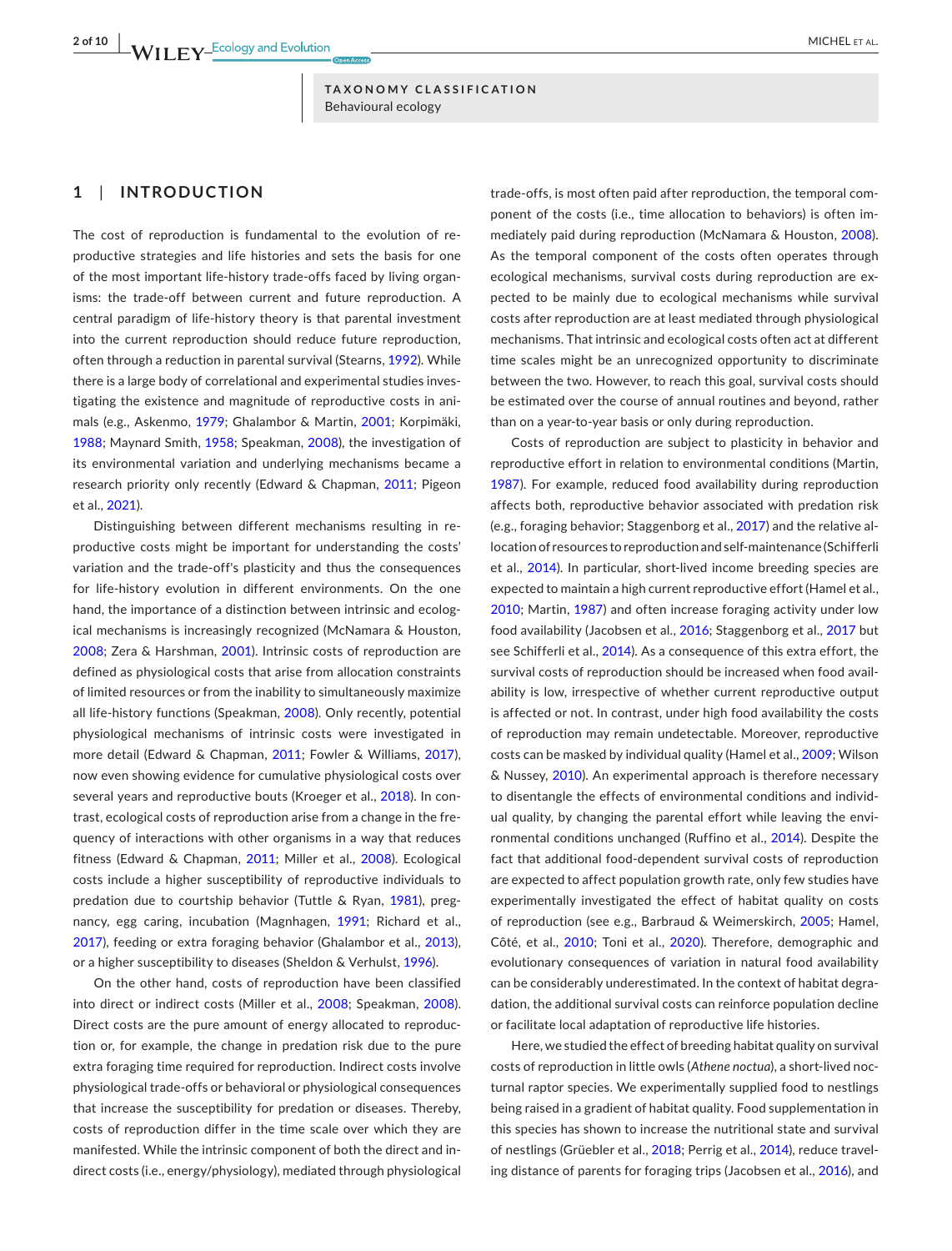**TAXONOMY CLASSIFICATION**
Behavioural ecology

## 1 | INTRODUCTION

The cost of reproduction is fundamental to the evolution of reproductive strategies and life histories and sets the basis for one of the most important life-history trade-offs faced by living organisms: the trade-off between current and future reproduction. A central paradigm of life-history theory is that parental investment into the current reproduction should reduce future reproduction, often through a reduction in parental survival (Stearns, 1992). While there is a large body of correlational and experimental studies investigating the existence and magnitude of reproductive costs in animals (e.g., Askenmo, 1979; Ghalambor & Martin, 2001; Korpimäki, 1988; Maynard Smith, 1958; Speakman, 2008), the investigation of its environmental variation and underlying mechanisms became a research priority only recently (Edward & Chapman, 2011; Pigeon et al., 2021).

Distinguishing between different mechanisms resulting in reproductive costs might be important for understanding the costs' variation and the trade-off's plasticity and thus the consequences for life-history evolution in different environments. On the one hand, the importance of a distinction between intrinsic and ecological mechanisms is increasingly recognized (McNamara & Houston, 2008; Zera & Harshman, 2001). Intrinsic costs of reproduction are defined as physiological costs that arise from allocation constraints of limited resources or from the inability to simultaneously maximize all life-history functions (Speakman, 2008). Only recently, potential physiological mechanisms of intrinsic costs were investigated in more detail (Edward & Chapman, 2011; Fowler & Williams, 2017), now even showing evidence for cumulative physiological costs over several years and reproductive bouts (Kroeger et al., 2018). In contrast, ecological costs of reproduction arise from a change in the frequency of interactions with other organisms in a way that reduces fitness (Edward & Chapman, 2011; Miller et al., 2008). Ecological costs include a higher susceptibility of reproductive individuals to predation due to courtship behavior (Tuttle & Ryan, 1981), pregnancy, egg caring, incubation (Magnhagen, 1991; Richard et al., 2017), feeding or extra foraging behavior (Ghalambor et al., 2013), or a higher susceptibility to diseases (Sheldon & Verhulst, 1996).

On the other hand, costs of reproduction have been classified into direct or indirect costs (Miller et al., 2008; Speakman, 2008). Direct costs are the pure amount of energy allocated to reproduction or, for example, the change in predation risk due to the pure extra foraging time required for reproduction. Indirect costs involve physiological trade-offs or behavioral or physiological consequences that increase the susceptibility for predation or diseases. Thereby, costs of reproduction differ in the time scale over which they are manifested. While the intrinsic component of both the direct and indirect costs (i.e., energy/physiology), mediated through physiological trade-offs, is most often paid after reproduction, the temporal component of the costs (i.e., time allocation to behaviors) is often immediately paid during reproduction (McNamara & Houston, 2008). As the temporal component of the costs often operates through ecological mechanisms, survival costs during reproduction are expected to be mainly due to ecological mechanisms while survival costs after reproduction are at least mediated through physiological mechanisms. That intrinsic and ecological costs often act at different time scales might be an unrecognized opportunity to discriminate between the two. However, to reach this goal, survival costs should be estimated over the course of annual routines and beyond, rather than on a year-to-year basis or only during reproduction.

Costs of reproduction are subject to plasticity in behavior and reproductive effort in relation to environmental conditions (Martin, 1987). For example, reduced food availability during reproduction affects both, reproductive behavior associated with predation risk (e.g., foraging behavior; Staggenborg et al., 2017) and the relative allocation of resources to reproduction and self-maintenance (Schifferli et al., 2014). In particular, short-lived income breeding species are expected to maintain a high current reproductive effort (Hamel et al., 2010; Martin, 1987) and often increase foraging activity under low food availability (Jacobsen et al., 2016; Staggenborg et al., 2017 but see Schifferli et al., 2014). As a consequence of this extra effort, the survival costs of reproduction should be increased when food availability is low, irrespective of whether current reproductive output is affected or not. In contrast, under high food availability the costs of reproduction may remain undetectable. Moreover, reproductive costs can be masked by individual quality (Hamel et al., 2009; Wilson & Nussey, 2010). An experimental approach is therefore necessary to disentangle the effects of environmental conditions and individual quality, by changing the parental effort while leaving the environmental conditions unchanged (Ruffino et al., 2014). Despite the fact that additional food-dependent survival costs of reproduction are expected to affect population growth rate, only few studies have experimentally investigated the effect of habitat quality on costs of reproduction (see e.g., Barbraud & Weimerskirch, 2005; Hamel, Côté, et al., 2010; Toni et al., 2020). Therefore, demographic and evolutionary consequences of variation in natural food availability can be considerably underestimated. In the context of habitat degradation, the additional survival costs can reinforce population decline or facilitate local adaptation of reproductive life histories.

Here, we studied the effect of breeding habitat quality on survival costs of reproduction in little owls (*Athene noctua*), a short-lived nocturnal raptor species. We experimentally supplied food to nestlings being raised in a gradient of habitat quality. Food supplementation in this species has shown to increase the nutritional state and survival of nestlings (Grüebler et al., 2018; Perrig et al., 2014), reduce traveling distance of parents for foraging trips (Jacobsen et al., 2016), and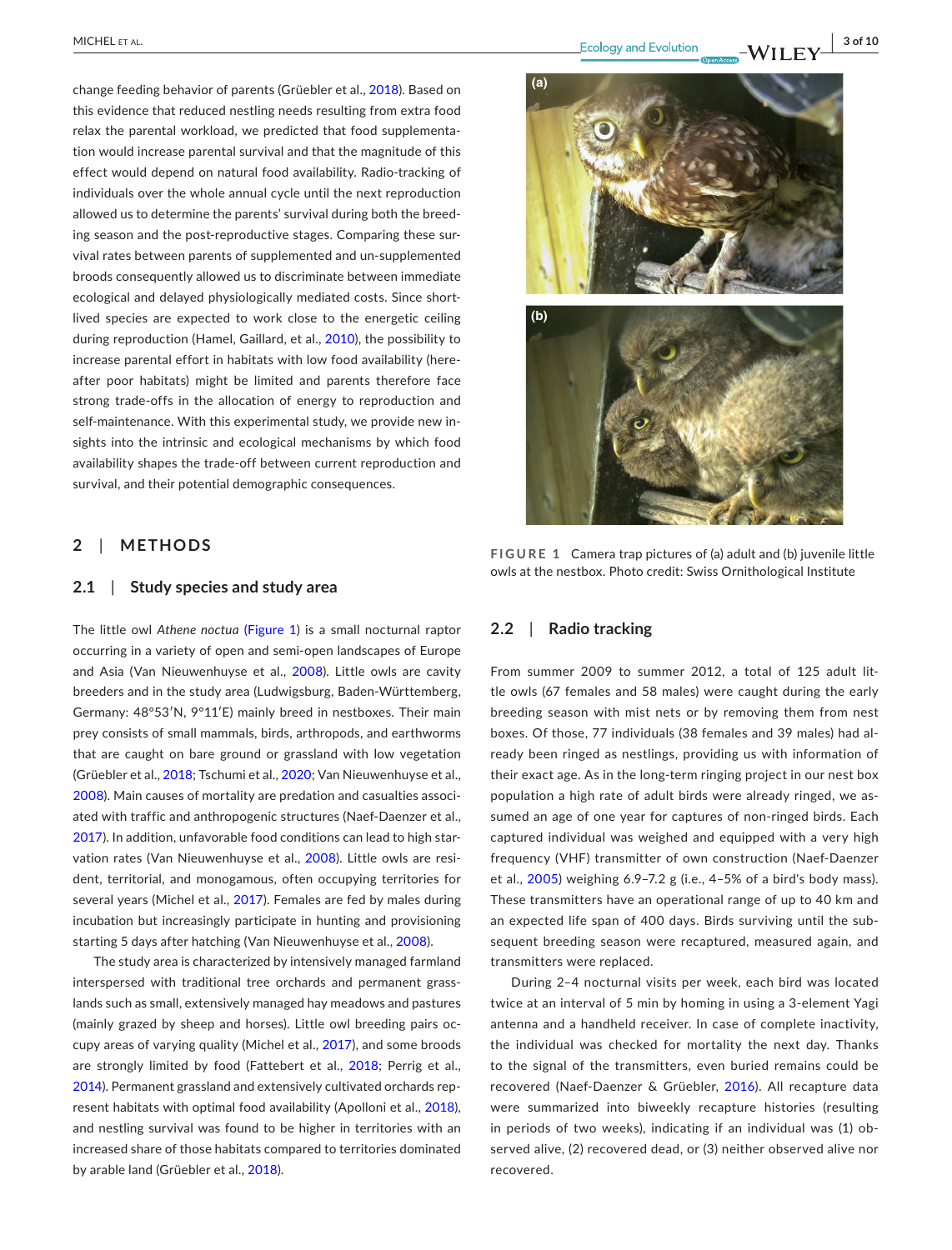change feeding behavior of parents (Grüebler et al., 2018). Based on this evidence that reduced nestling needs resulting from extra food relax the parental workload, we predicted that food supplementation would increase parental survival and that the magnitude of this effect would depend on natural food availability. Radio-tracking of individuals over the whole annual cycle until the next reproduction allowed us to determine the parents' survival during both the breeding season and the post-reproductive stages. Comparing these survival rates between parents of supplemented and un-supplemented broods consequently allowed us to discriminate between immediate ecological and delayed physiologically mediated costs. Since short-lived species are expected to work close to the energetic ceiling during reproduction (Hamel, Gaillard, et al., 2010), the possibility to increase parental effort in habitats with low food availability (hereafter poor habitats) might be limited and parents therefore face strong trade-offs in the allocation of energy to reproduction and self-maintenance. With this experimental study, we provide new insights into the intrinsic and ecological mechanisms by which food availability shapes the trade-off between current reproduction and survival, and their potential demographic consequences.

## 2 | METHODS

### 2.1 | Study species and study area

The little owl *Athene noctua* (Figure 1) is a small nocturnal raptor occurring in a variety of open and semi-open landscapes of Europe and Asia (Van Nieuwenhuyse et al., 2008). Little owls are cavity breeders and in the study area (Ludwigsburg, Baden-Württemberg, Germany: 48°53′N, 9°11′E) mainly breed in nestboxes. Their main prey consists of small mammals, birds, arthropods, and earthworms that are caught on bare ground or grassland with low vegetation (Grüebler et al., 2018; Tschumi et al., 2020; Van Nieuwenhuyse et al., 2008). Main causes of mortality are predation and casualties associated with traffic and anthropogenic structures (Naef-Daenzer et al., 2017). In addition, unfavorable food conditions can lead to high starvation rates (Van Nieuwenhuyse et al., 2008). Little owls are resident, territorial, and monogamous, often occupying territories for several years (Michel et al., 2017). Females are fed by males during incubation but increasingly participate in hunting and provisioning starting 5 days after hatching (Van Nieuwenhuyse et al., 2008).

The study area is characterized by intensively managed farmland interspersed with traditional tree orchards and permanent grasslands such as small, extensively managed hay meadows and pastures (mainly grazed by sheep and horses). Little owl breeding pairs occupy areas of varying quality (Michel et al., 2017), and some broods are strongly limited by food (Fattebert et al., 2018; Perrig et al., 2014). Permanent grassland and extensively cultivated orchards represent habitats with optimal food availability (Apolloni et al., 2018), and nestling survival was found to be higher in territories with an increased share of those habitats compared to territories dominated by arable land (Grüebler et al., 2018).

**FIGURE 1** Camera trap pictures of (a) adult and (b) juvenile little owls at the nestbox. Photo credit: Swiss Ornithological Institute

### 2.2 | Radio tracking

From summer 2009 to summer 2012, a total of 125 adult little owls (67 females and 58 males) were caught during the early breeding season with mist nets or by removing them from nest boxes. Of those, 77 individuals (38 females and 39 males) had already been ringed as nestlings, providing us with information of their exact age. As in the long-term ringing project in our nest box population a high rate of adult birds were already ringed, we assumed an age of one year for captures of non-ringed birds. Each captured individual was weighed and equipped with a very high frequency (VHF) transmitter of own construction (Naef-Daenzer et al., 2005) weighing 6.9–7.2 g (i.e., 4–5% of a bird's body mass). These transmitters have an operational range of up to 40 km and an expected life span of 400 days. Birds surviving until the subsequent breeding season were recaptured, measured again, and transmitters were replaced.

During 2–4 nocturnal visits per week, each bird was located twice at an interval of 5 min by homing in using a 3-element Yagi antenna and a handheld receiver. In case of complete inactivity, the individual was checked for mortality the next day. Thanks to the signal of the transmitters, even buried remains could be recovered (Naef-Daenzer & Grüebler, 2016). All recapture data were summarized into biweekly recapture histories (resulting in periods of two weeks), indicating if an individual was (1) observed alive, (2) recovered dead, or (3) neither observed alive nor recovered.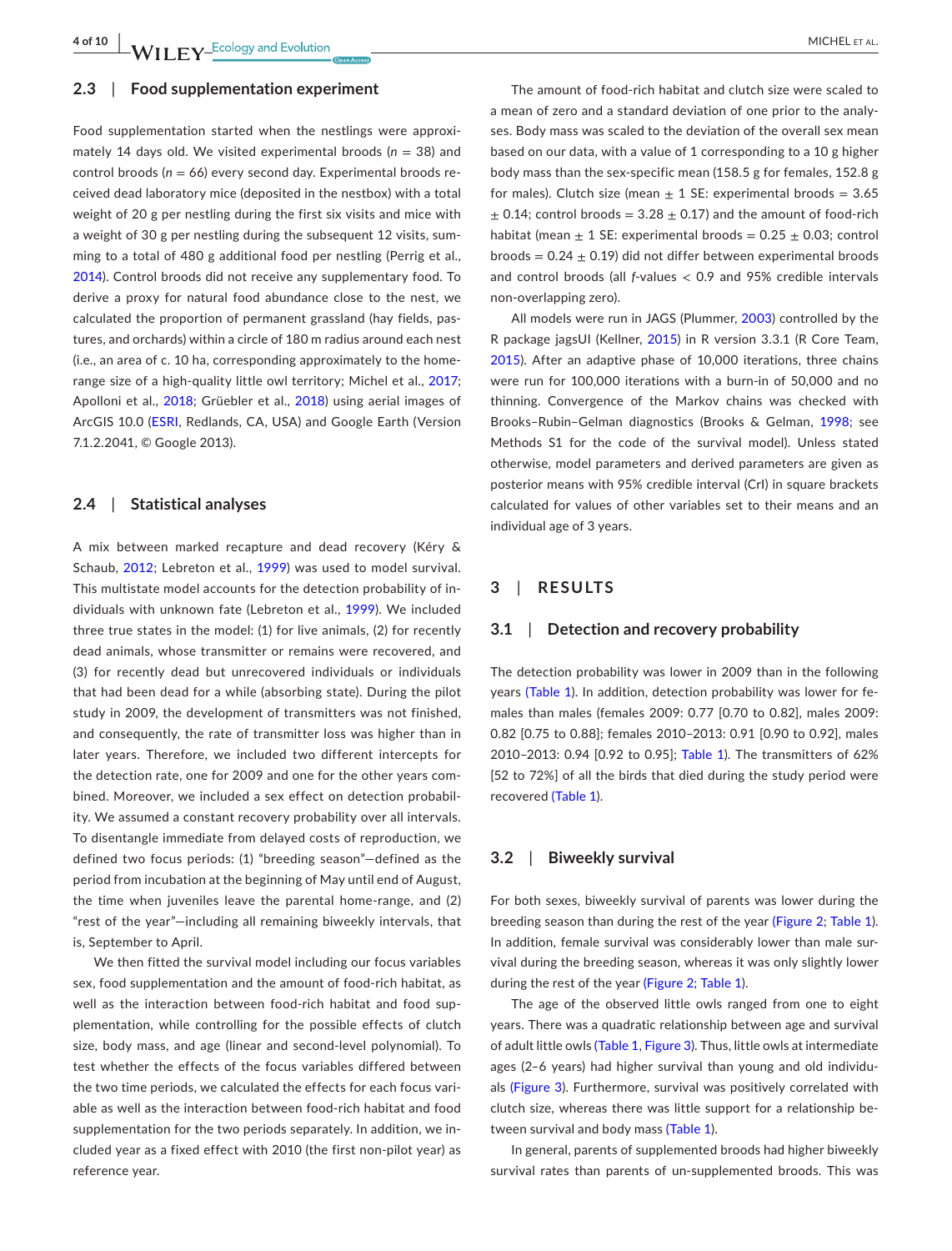### 2.3 | Food supplementation experiment

Food supplementation started when the nestlings were approximately 14 days old. We visited experimental broods ($n$ = 38) and control broods ($n$ = 66) every second day. Experimental broods received dead laboratory mice (deposited in the nestbox) with a total weight of 20 g per nestling during the first six visits and mice with a weight of 30 g per nestling during the subsequent 12 visits, summing to a total of 480 g additional food per nestling (Perrig et al., 2014). Control broods did not receive any supplementary food. To derive a proxy for natural food abundance close to the nest, we calculated the proportion of permanent grassland (hay fields, pastures, and orchards) within a circle of 180 m radius around each nest (i.e., an area of c. 10 ha, corresponding approximately to the home-range size of a high-quality little owl territory; Michel et al., 2017; Apolloni et al., 2018; Grüebler et al., 2018) using aerial images of ArcGIS 10.0 (ESRI, Redlands, CA, USA) and Google Earth (Version 7.1.2.2041, © Google 2013).

### 2.4 | Statistical analyses

A mix between marked recapture and dead recovery (Kéry & Schaub, 2012; Lebreton et al., 1999) was used to model survival. This multistate model accounts for the detection probability of individuals with unknown fate (Lebreton et al., 1999). We included three true states in the model: (1) for live animals, (2) for recently dead animals, whose transmitter or remains were recovered, and (3) for recently dead but unrecovered individuals or individuals that had been dead for a while (absorbing state). During the pilot study in 2009, the development of transmitters was not finished, and consequently, the rate of transmitter loss was higher than in later years. Therefore, we included two different intercepts for the detection rate, one for 2009 and one for the other years combined. Moreover, we included a sex effect on detection probability. We assumed a constant recovery probability over all intervals. To disentangle immediate from delayed costs of reproduction, we defined two focus periods: (1) "breeding season"—defined as the period from incubation at the beginning of May until end of August, the time when juveniles leave the parental home-range, and (2) "rest of the year"—including all remaining biweekly intervals, that is, September to April.

We then fitted the survival model including our focus variables sex, food supplementation and the amount of food-rich habitat, as well as the interaction between food-rich habitat and food supplementation, while controlling for the possible effects of clutch size, body mass, and age (linear and second-level polynomial). To test whether the effects of the focus variables differed between the two time periods, we calculated the effects for each focus variable as well as the interaction between food-rich habitat and food supplementation for the two periods separately. In addition, we included year as a fixed effect with 2010 (the first non-pilot year) as reference year.

The amount of food-rich habitat and clutch size were scaled to a mean of zero and a standard deviation of one prior to the analyses. Body mass was scaled to the deviation of the overall sex mean based on our data, with a value of 1 corresponding to a 10 g higher body mass than the sex-specific mean (158.5 g for females, 152.8 g for males). Clutch size (mean $\pm$ 1 SE: experimental broods = 3.65 $\pm$ 0.14; control broods = 3.28 $\pm$ 0.17) and the amount of food-rich habitat (mean $\pm$ 1 SE: experimental broods = 0.25 $\pm$ 0.03; control broods = 0.24 $\pm$ 0.19) did not differ between experimental broods and control broods (all $f$-values < 0.9 and 95% credible intervals non-overlapping zero).

All models were run in JAGS (Plummer, 2003) controlled by the R package jagsUI (Kellner, 2015) in R version 3.3.1 (R Core Team, 2015). After an adaptive phase of 10,000 iterations, three chains were run for 100,000 iterations with a burn-in of 50,000 and no thinning. Convergence of the Markov chains was checked with Brooks–Rubin–Gelman diagnostics (Brooks & Gelman, 1998; see Methods S1 for the code of the survival model). Unless stated otherwise, model parameters and derived parameters are given as posterior means with 95% credible interval (CrI) in square brackets calculated for values of other variables set to their means and an individual age of 3 years.

## 3 | RESULTS

### 3.1 | Detection and recovery probability

The detection probability was lower in 2009 than in the following years (Table 1). In addition, detection probability was lower for females than males (females 2009: 0.77 [0.70 to 0.82], males 2009: 0.82 [0.75 to 0.88]; females 2010–2013: 0.91 [0.90 to 0.92], males 2010–2013: 0.94 [0.92 to 0.95]; Table 1). The transmitters of 62% [52 to 72%] of all the birds that died during the study period were recovered (Table 1).

### 3.2 | Biweekly survival

For both sexes, biweekly survival of parents was lower during the breeding season than during the rest of the year (Figure 2; Table 1). In addition, female survival was considerably lower than male survival during the breeding season, whereas it was only slightly lower during the rest of the year (Figure 2; Table 1).

The age of the observed little owls ranged from one to eight years. There was a quadratic relationship between age and survival of adult little owls (Table 1, Figure 3). Thus, little owls at intermediate ages (2–6 years) had higher survival than young and old individuals (Figure 3). Furthermore, survival was positively correlated with clutch size, whereas there was little support for a relationship between survival and body mass (Table 1).

In general, parents of supplemented broods had higher biweekly survival rates than parents of un-supplemented broods. This was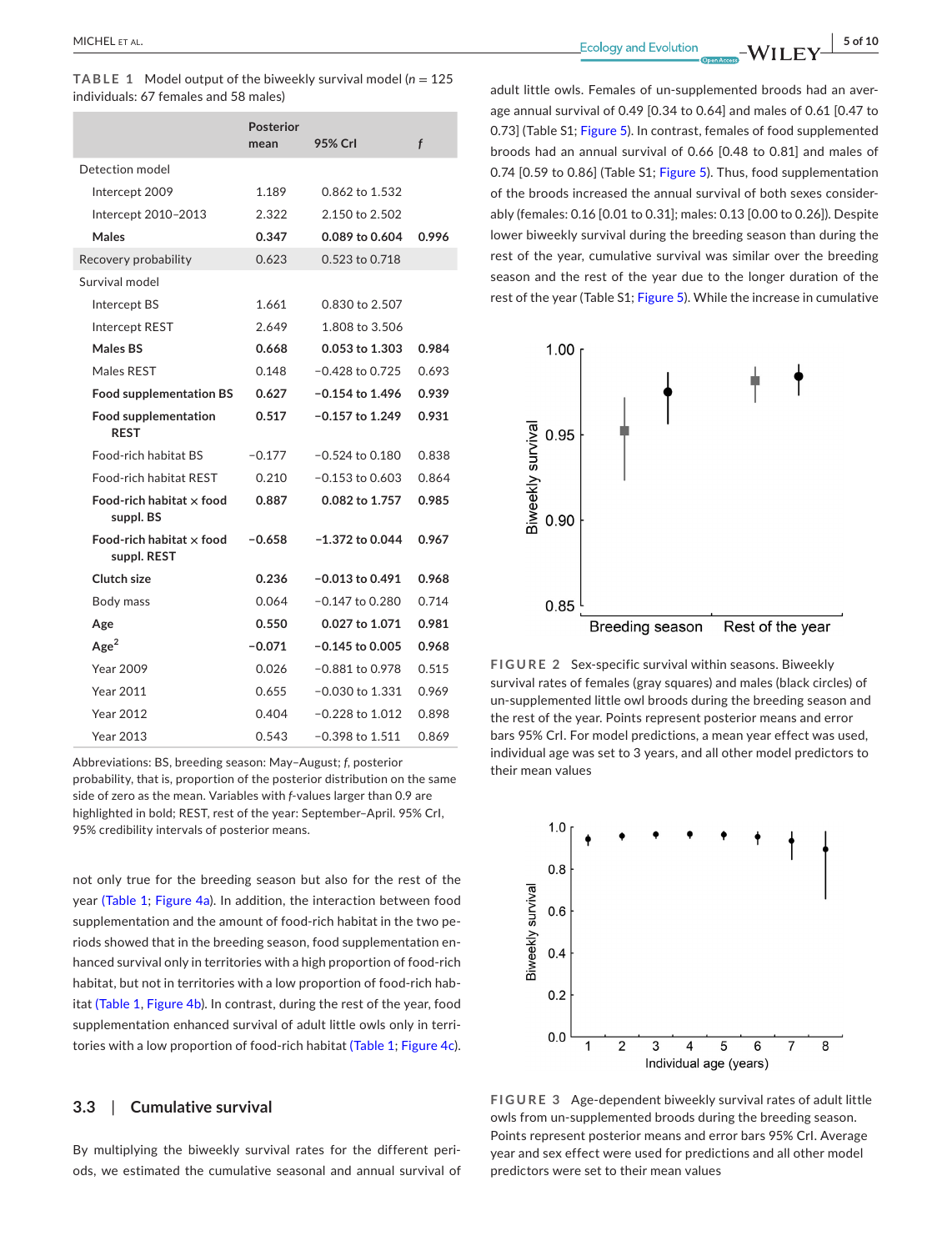**TABLE 1** Model output of the biweekly survival model ($n$ = 125 individuals: 67 females and 58 males)

| | Posterior mean | 95% CrI | *f* |
|---|---|---|---|
| Detection model | | | |
| Intercept 2009 | 1.189 | 0.862 to 1.532 | |
| Intercept 2010–2013 | 2.322 | 2.150 to 2.502 | |
| **Males** | **0.347** | **0.089 to 0.604** | **0.996** |
| Recovery probability | 0.623 | 0.523 to 0.718 | |
| Survival model | | | |
| Intercept BS | 1.661 | 0.830 to 2.507 | |
| Intercept REST | 2.649 | 1.808 to 3.506 | |
| **Males BS** | **0.668** | **0.053 to 1.303** | **0.984** |
| Males REST | 0.148 | −0.428 to 0.725 | 0.693 |
| **Food supplementation BS** | **0.627** | **−0.154 to 1.496** | **0.939** |
| **Food supplementation REST** | **0.517** | **−0.157 to 1.249** | **0.931** |
| Food-rich habitat BS | −0.177 | −0.524 to 0.180 | 0.838 |
| Food-rich habitat REST | 0.210 | −0.153 to 0.603 | 0.864 |
| **Food-rich habitat × food suppl. BS** | **0.887** | **0.082 to 1.757** | **0.985** |
| **Food-rich habitat × food suppl. REST** | **−0.658** | **−1.372 to 0.044** | **0.967** |
| **Clutch size** | **0.236** | **−0.013 to 0.491** | **0.968** |
| Body mass | 0.064 | −0.147 to 0.280 | 0.714 |
| **Age** | **0.550** | **0.027 to 1.071** | **0.981** |
| **Age$^2$** | **−0.071** | **−0.145 to 0.005** | **0.968** |
| Year 2009 | 0.026 | −0.881 to 0.978 | 0.515 |
| Year 2011 | 0.655 | −0.030 to 1.331 | 0.969 |
| Year 2012 | 0.404 | −0.228 to 1.012 | 0.898 |
| Year 2013 | 0.543 | −0.398 to 1.511 | 0.869 |

Abbreviations: BS, breeding season: May–August; *f*, posterior probability, that is, proportion of the posterior distribution on the same side of zero as the mean. Variables with *f*-values larger than 0.9 are highlighted in bold; REST, rest of the year: September–April. 95% CrI, 95% credibility intervals of posterior means.

not only true for the breeding season but also for the rest of the year (Table 1; Figure 4a). In addition, the interaction between food supplementation and the amount of food-rich habitat in the two periods showed that in the breeding season, food supplementation enhanced survival only in territories with a high proportion of food-rich habitat, but not in territories with a low proportion of food-rich habitat (Table 1, Figure 4b). In contrast, during the rest of the year, food supplementation enhanced survival of adult little owls only in territories with a low proportion of food-rich habitat (Table 1; Figure 4c).

## 3.3 | Cumulative survival

By multiplying the biweekly survival rates for the different periods, we estimated the cumulative seasonal and annual survival of adult little owls. Females of un-supplemented broods had an average annual survival of 0.49 [0.34 to 0.64] and males of 0.61 [0.47 to 0.73] (Table S1; Figure 5). In contrast, females of food supplemented broods had an annual survival of 0.66 [0.48 to 0.81] and males of 0.74 [0.59 to 0.86] (Table S1; Figure 5). Thus, food supplementation of the broods increased the annual survival of both sexes considerably (females: 0.16 [0.01 to 0.31]; males: 0.13 [0.00 to 0.26]). Despite lower biweekly survival during the breeding season than during the rest of the year, cumulative survival was similar over the breeding season and the rest of the year due to the longer duration of the rest of the year (Table S1; Figure 5). While the increase in cumulative

**FIGURE 2** Sex-specific survival within seasons. Biweekly survival rates of females (gray squares) and males (black circles) of un-supplemented little owl broods during the breeding season and the rest of the year. Points represent posterior means and error bars 95% CrI. For model predictions, a mean year effect was used, individual age was set to 3 years, and all other model predictors to their mean values

**FIGURE 3** Age-dependent biweekly survival rates of adult little owls from un-supplemented broods during the breeding season. Points represent posterior means and error bars 95% CrI. Average year and sex effect were used for predictions and all other model predictors were set to their mean values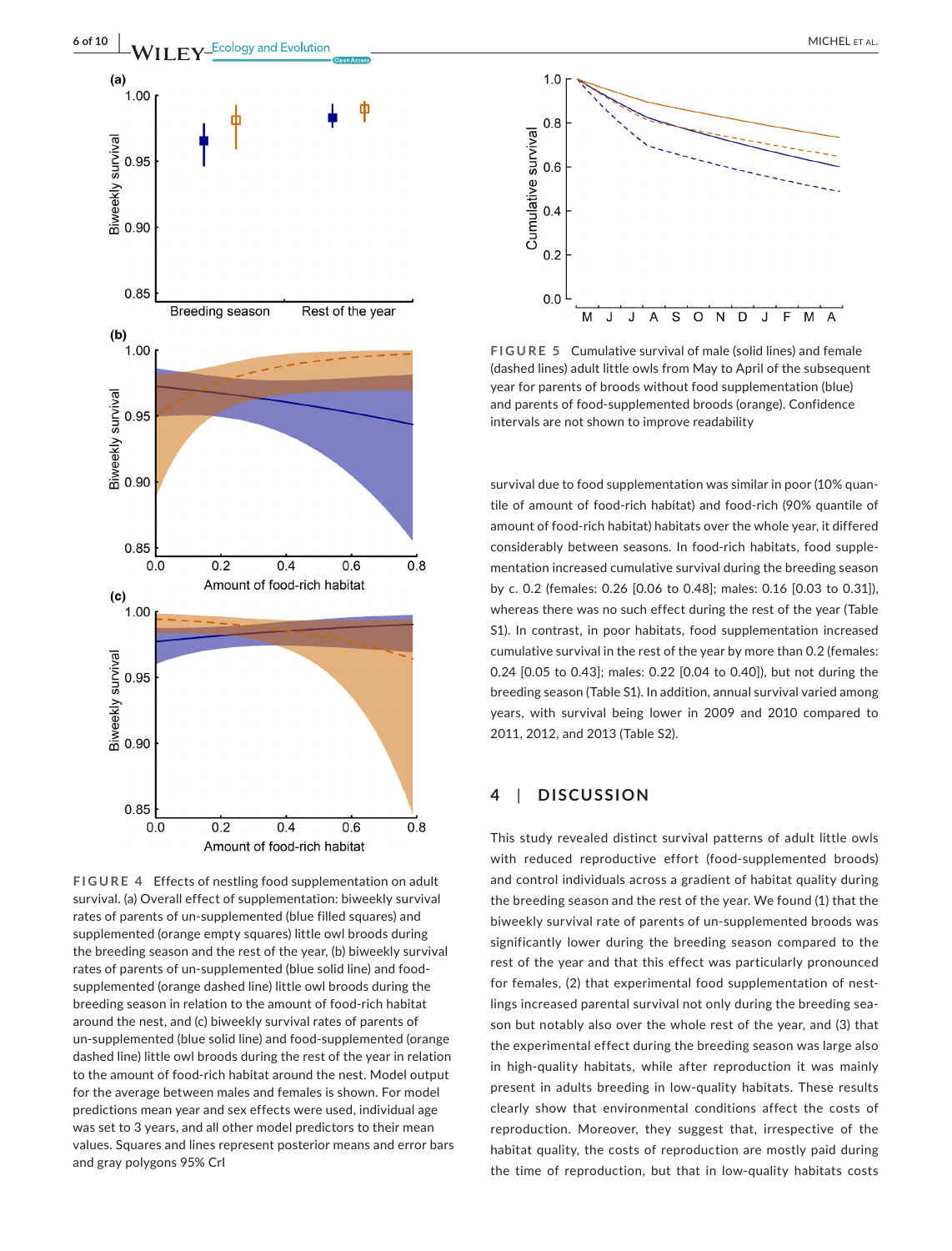**FIGURE 4** Effects of nestling food supplementation on adult survival. (a) Overall effect of supplementation: biweekly survival rates of parents of un-supplemented (blue filled squares) and supplemented (orange empty squares) little owl broods during the breeding season and the rest of the year, (b) biweekly survival rates of parents of un-supplemented (blue solid line) and food-supplemented (orange dashed line) little owl broods during the breeding season in relation to the amount of food-rich habitat around the nest, and (c) biweekly survival rates of parents of un-supplemented (blue solid line) and food-supplemented (orange dashed line) little owl broods during the rest of the year in relation to the amount of food-rich habitat around the nest. Model output for the average between males and females is shown. For model predictions mean year and sex effects were used, individual age was set to 3 years, and all other model predictors to their mean values. Squares and lines represent posterior means and error bars and gray polygons 95% CrI

**FIGURE 5** Cumulative survival of male (solid lines) and female (dashed lines) adult little owls from May to April of the subsequent year for parents of broods without food supplementation (blue) and parents of food-supplemented broods (orange). Confidence intervals are not shown to improve readability

survival due to food supplementation was similar in poor (10% quantile of amount of food-rich habitat) and food-rich (90% quantile of amount of food-rich habitat) habitats over the whole year, it differed considerably between seasons. In food-rich habitats, food supplementation increased cumulative survival during the breeding season by c. 0.2 (females: 0.26 [0.06 to 0.48]; males: 0.16 [0.03 to 0.31]), whereas there was no such effect during the rest of the year (Table S1). In contrast, in poor habitats, food supplementation increased cumulative survival in the rest of the year by more than 0.2 (females: 0.24 [0.05 to 0.43]; males: 0.22 [0.04 to 0.40]), but not during the breeding season (Table S1). In addition, annual survival varied among years, with survival being lower in 2009 and 2010 compared to 2011, 2012, and 2013 (Table S2).

## 4 | DISCUSSION

This study revealed distinct survival patterns of adult little owls with reduced reproductive effort (food-supplemented broods) and control individuals across a gradient of habitat quality during the breeding season and the rest of the year. We found (1) that the biweekly survival rate of parents of un-supplemented broods was significantly lower during the breeding season compared to the rest of the year and that this effect was particularly pronounced for females, (2) that experimental food supplementation of nestlings increased parental survival not only during the breeding season but notably also over the whole rest of the year, and (3) that the experimental effect during the breeding season was large also in high-quality habitats, while after reproduction it was mainly present in adults breeding in low-quality habitats. These results clearly show that environmental conditions affect the costs of reproduction. Moreover, they suggest that, irrespective of the habitat quality, the costs of reproduction are mostly paid during the time of reproduction, but that in low-quality habitats costs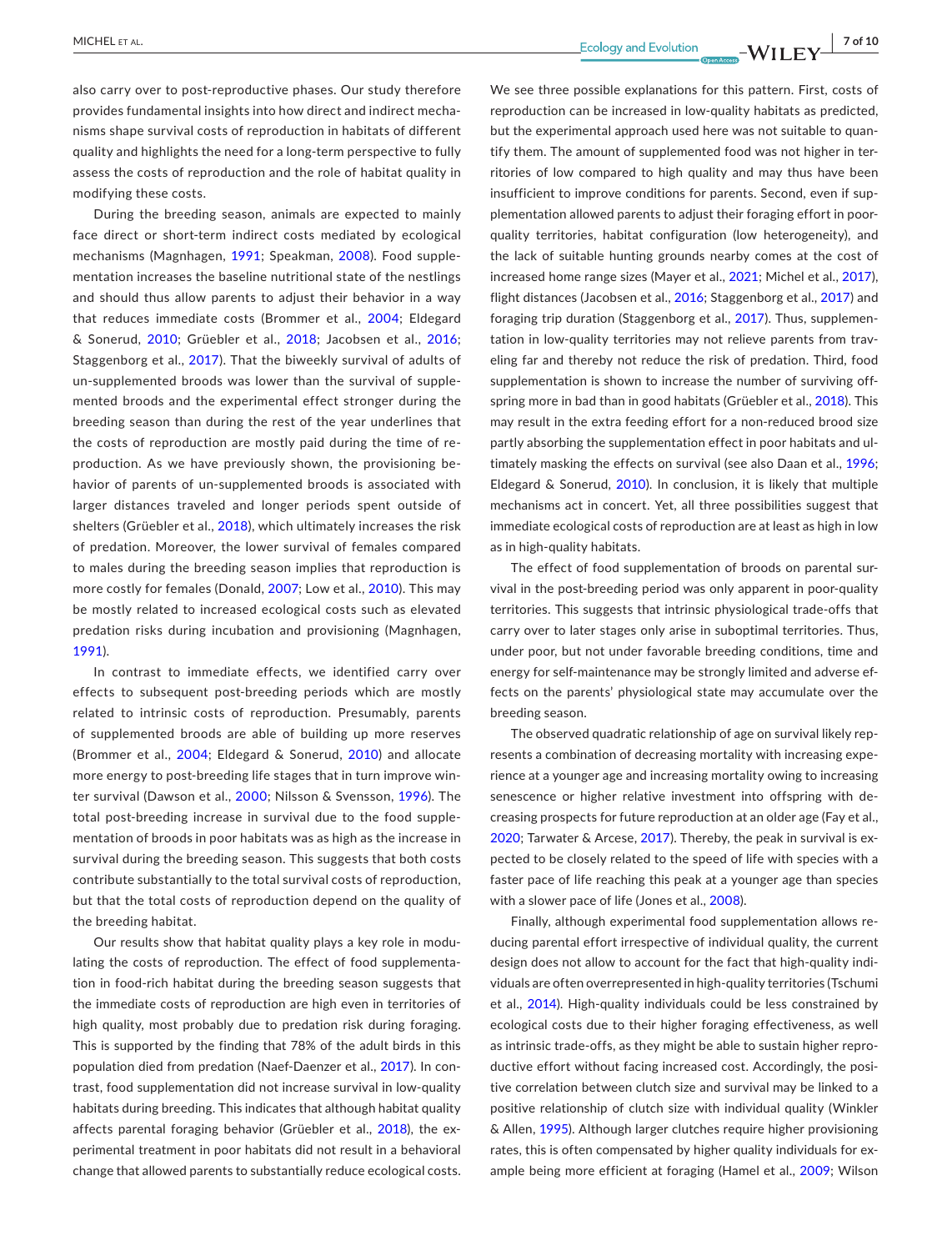also carry over to post-reproductive phases. Our study therefore provides fundamental insights into how direct and indirect mechanisms shape survival costs of reproduction in habitats of different quality and highlights the need for a long-term perspective to fully assess the costs of reproduction and the role of habitat quality in modifying these costs.

During the breeding season, animals are expected to mainly face direct or short-term indirect costs mediated by ecological mechanisms (Magnhagen, 1991; Speakman, 2008). Food supplementation increases the baseline nutritional state of the nestlings and should thus allow parents to adjust their behavior in a way that reduces immediate costs (Brommer et al., 2004; Eldegard & Sonerud, 2010; Grüebler et al., 2018; Jacobsen et al., 2016; Staggenborg et al., 2017). That the biweekly survival of adults of un-supplemented broods was lower than the survival of supplemented broods and the experimental effect stronger during the breeding season than during the rest of the year underlines that the costs of reproduction are mostly paid during the time of reproduction. As we have previously shown, the provisioning behavior of parents of un-supplemented broods is associated with larger distances traveled and longer periods spent outside of shelters (Grüebler et al., 2018), which ultimately increases the risk of predation. Moreover, the lower survival of females compared to males during the breeding season implies that reproduction is more costly for females (Donald, 2007; Low et al., 2010). This may be mostly related to increased ecological costs such as elevated predation risks during incubation and provisioning (Magnhagen, 1991).

In contrast to immediate effects, we identified carry over effects to subsequent post-breeding periods which are mostly related to intrinsic costs of reproduction. Presumably, parents of supplemented broods are able of building up more reserves (Brommer et al., 2004; Eldegard & Sonerud, 2010) and allocate more energy to post-breeding life stages that in turn improve winter survival (Dawson et al., 2000; Nilsson & Svensson, 1996). The total post-breeding increase in survival due to the food supplementation of broods in poor habitats was as high as the increase in survival during the breeding season. This suggests that both costs contribute substantially to the total survival costs of reproduction, but that the total costs of reproduction depend on the quality of the breeding habitat.

Our results show that habitat quality plays a key role in modulating the costs of reproduction. The effect of food supplementation in food-rich habitat during the breeding season suggests that the immediate costs of reproduction are high even in territories of high quality, most probably due to predation risk during foraging. This is supported by the finding that 78% of the adult birds in this population died from predation (Naef-Daenzer et al., 2017). In contrast, food supplementation did not increase survival in low-quality habitats during breeding. This indicates that although habitat quality affects parental foraging behavior (Grüebler et al., 2018), the experimental treatment in poor habitats did not result in a behavioral change that allowed parents to substantially reduce ecological costs.

We see three possible explanations for this pattern. First, costs of reproduction can be increased in low-quality habitats as predicted, but the experimental approach used here was not suitable to quantify them. The amount of supplemented food was not higher in territories of low compared to high quality and may thus have been insufficient to improve conditions for parents. Second, even if supplementation allowed parents to adjust their foraging effort in poor-quality territories, habitat configuration (low heterogeneity), and the lack of suitable hunting grounds nearby comes at the cost of increased home range sizes (Mayer et al., 2021; Michel et al., 2017), flight distances (Jacobsen et al., 2016; Staggenborg et al., 2017) and foraging trip duration (Staggenborg et al., 2017). Thus, supplementation in low-quality territories may not relieve parents from traveling far and thereby not reduce the risk of predation. Third, food supplementation is shown to increase the number of surviving offspring more in bad than in good habitats (Grüebler et al., 2018). This may result in the extra feeding effort for a non-reduced brood size partly absorbing the supplementation effect in poor habitats and ultimately masking the effects on survival (see also Daan et al., 1996; Eldegard & Sonerud, 2010). In conclusion, it is likely that multiple mechanisms act in concert. Yet, all three possibilities suggest that immediate ecological costs of reproduction are at least as high in low as in high-quality habitats.

The effect of food supplementation of broods on parental survival in the post-breeding period was only apparent in poor-quality territories. This suggests that intrinsic physiological trade-offs that carry over to later stages only arise in suboptimal territories. Thus, under poor, but not under favorable breeding conditions, time and energy for self-maintenance may be strongly limited and adverse effects on the parents' physiological state may accumulate over the breeding season.

The observed quadratic relationship of age on survival likely represents a combination of decreasing mortality with increasing experience at a younger age and increasing mortality owing to increasing senescence or higher relative investment into offspring with decreasing prospects for future reproduction at an older age (Fay et al., 2020; Tarwater & Arcese, 2017). Thereby, the peak in survival is expected to be closely related to the speed of life with species with a faster pace of life reaching this peak at a younger age than species with a slower pace of life (Jones et al., 2008).

Finally, although experimental food supplementation allows reducing parental effort irrespective of individual quality, the current design does not allow to account for the fact that high-quality individuals are often overrepresented in high-quality territories (Tschumi et al., 2014). High-quality individuals could be less constrained by ecological costs due to their higher foraging effectiveness, as well as intrinsic trade-offs, as they might be able to sustain higher reproductive effort without facing increased cost. Accordingly, the positive correlation between clutch size and survival may be linked to a positive relationship of clutch size with individual quality (Winkler & Allen, 1995). Although larger clutches require higher provisioning rates, this is often compensated by higher quality individuals for example being more efficient at foraging (Hamel et al., 2009; Wilson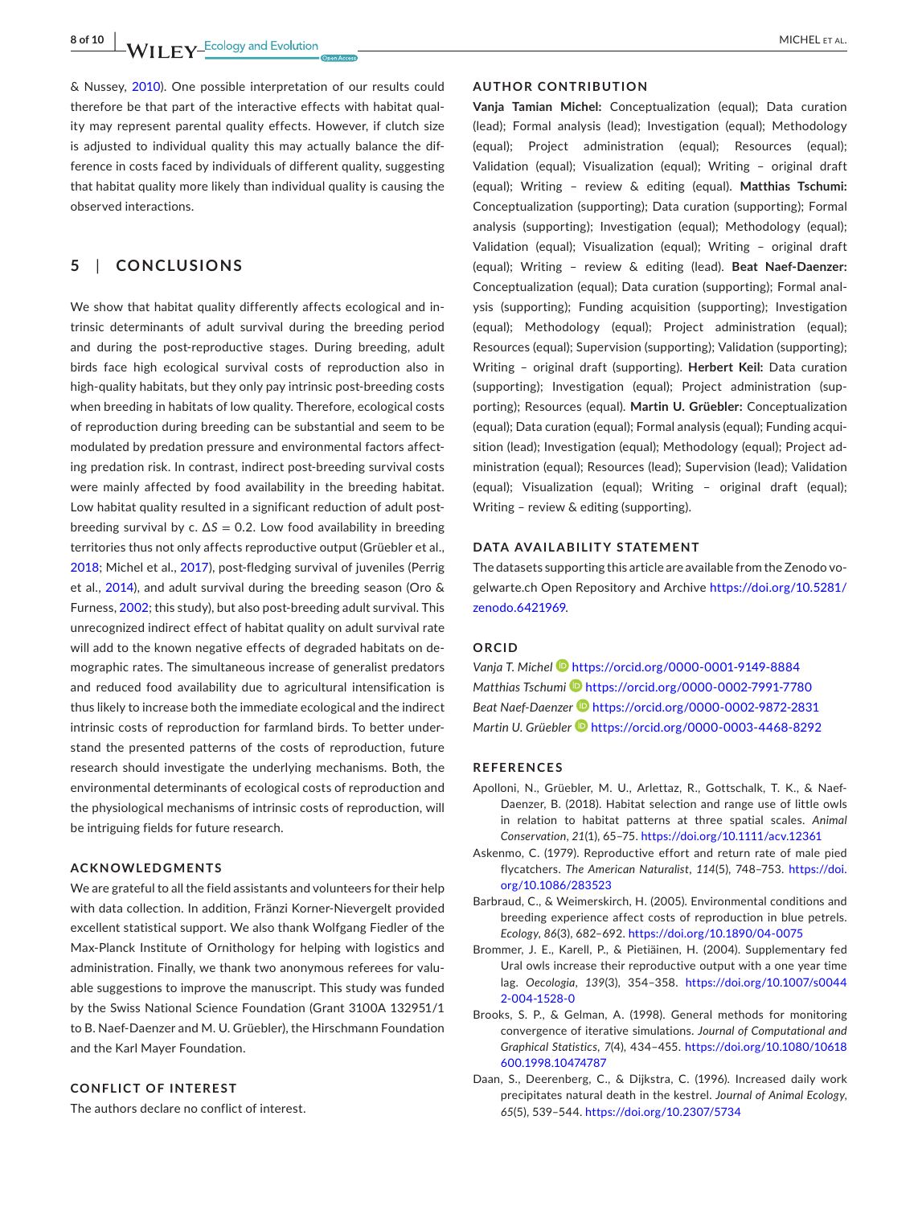& Nussey, 2010). One possible interpretation of our results could therefore be that part of the interactive effects with habitat quality may represent parental quality effects. However, if clutch size is adjusted to individual quality this may actually balance the difference in costs faced by individuals of different quality, suggesting that habitat quality more likely than individual quality is causing the observed interactions.

## 5 | CONCLUSIONS

We show that habitat quality differently affects ecological and intrinsic determinants of adult survival during the breeding period and during the post-reproductive stages. During breeding, adult birds face high ecological survival costs of reproduction also in high-quality habitats, but they only pay intrinsic post-breeding costs when breeding in habitats of low quality. Therefore, ecological costs of reproduction during breeding can be substantial and seem to be modulated by predation pressure and environmental factors affecting predation risk. In contrast, indirect post-breeding survival costs were mainly affected by food availability in the breeding habitat. Low habitat quality resulted in a significant reduction of adult post-breeding survival by c. $\Delta S = 0.2$. Low food availability in breeding territories thus not only affects reproductive output (Grüebler et al., 2018; Michel et al., 2017), post-fledging survival of juveniles (Perrig et al., 2014), and adult survival during the breeding season (Oro & Furness, 2002; this study), but also post-breeding adult survival. This unrecognized indirect effect of habitat quality on adult survival rate will add to the known negative effects of degraded habitats on demographic rates. The simultaneous increase of generalist predators and reduced food availability due to agricultural intensification is thus likely to increase both the immediate ecological and the indirect intrinsic costs of reproduction for farmland birds. To better understand the presented patterns of the costs of reproduction, future research should investigate the underlying mechanisms. Both, the environmental determinants of ecological costs of reproduction and the physiological mechanisms of intrinsic costs of reproduction, will be intriguing fields for future research.

### ACKNOWLEDGMENTS

We are grateful to all the field assistants and volunteers for their help with data collection. In addition, Fränzi Korner-Nievergelt provided excellent statistical support. We also thank Wolfgang Fiedler of the Max-Planck Institute of Ornithology for helping with logistics and administration. Finally, we thank two anonymous referees for valuable suggestions to improve the manuscript. This study was funded by the Swiss National Science Foundation (Grant 3100A 132951/1 to B. Naef-Daenzer and M. U. Grüebler), the Hirschmann Foundation and the Karl Mayer Foundation.

### CONFLICT OF INTEREST

The authors declare no conflict of interest.

### AUTHOR CONTRIBUTION

**Vanja Tamian Michel:** Conceptualization (equal); Data curation (lead); Formal analysis (lead); Investigation (equal); Methodology (equal); Project administration (equal); Resources (equal); Validation (equal); Visualization (equal); Writing – original draft (equal); Writing – review & editing (equal). **Matthias Tschumi:** Conceptualization (supporting); Data curation (supporting); Formal analysis (supporting); Investigation (equal); Methodology (equal); Validation (equal); Visualization (equal); Writing – original draft (equal); Writing – review & editing (lead). **Beat Naef-Daenzer:** Conceptualization (equal); Data curation (supporting); Formal analysis (supporting); Funding acquisition (supporting); Investigation (equal); Methodology (equal); Project administration (equal); Resources (equal); Supervision (supporting); Validation (supporting); Writing – original draft (supporting). **Herbert Keil:** Data curation (supporting); Investigation (equal); Project administration (supporting); Resources (equal). **Martin U. Grüebler:** Conceptualization (equal); Data curation (equal); Formal analysis (equal); Funding acquisition (lead); Investigation (equal); Methodology (equal); Project administration (equal); Resources (lead); Supervision (lead); Validation (equal); Visualization (equal); Writing – original draft (equal); Writing – review & editing (supporting).

### DATA AVAILABILITY STATEMENT

The datasets supporting this article are available from the Zenodo vogelwarte.ch Open Repository and Archive https://doi.org/10.5281/zenodo.6421969.

### ORCID

*Vanja T. Michel* https://orcid.org/0000-0001-9149-8884
*Matthias Tschumi* https://orcid.org/0000-0002-7991-7780
*Beat Naef-Daenzer* https://orcid.org/0000-0002-9872-2831
*Martin U. Grüebler* https://orcid.org/0000-0003-4468-8292

### REFERENCES

Apolloni, N., Grüebler, M. U., Arlettaz, R., Gottschalk, T. K., & Naef-Daenzer, B. (2018). Habitat selection and range use of little owls in relation to habitat patterns at three spatial scales. *Animal Conservation*, *21*(1), 65–75. https://doi.org/10.1111/acv.12361

Askenmo, C. (1979). Reproductive effort and return rate of male pied flycatchers. *The American Naturalist*, *114*(5), 748–753. https://doi.org/10.1086/283523

Barbraud, C., & Weimerskirch, H. (2005). Environmental conditions and breeding experience affect costs of reproduction in blue petrels. *Ecology*, *86*(3), 682–692. https://doi.org/10.1890/04-0075

Brommer, J. E., Karell, P., & Pietiäinen, H. (2004). Supplementary fed Ural owls increase their reproductive output with a one year time lag. *Oecologia*, *139*(3), 354–358. https://doi.org/10.1007/s00442-004-1528-0

Brooks, S. P., & Gelman, A. (1998). General methods for monitoring convergence of iterative simulations. *Journal of Computational and Graphical Statistics*, *7*(4), 434–455. https://doi.org/10.1080/10618600.1998.10474787

Daan, S., Deerenberg, C., & Dijkstra, C. (1996). Increased daily work precipitates natural death in the kestrel. *Journal of Animal Ecology*, *65*(5), 539–544. https://doi.org/10.2307/5734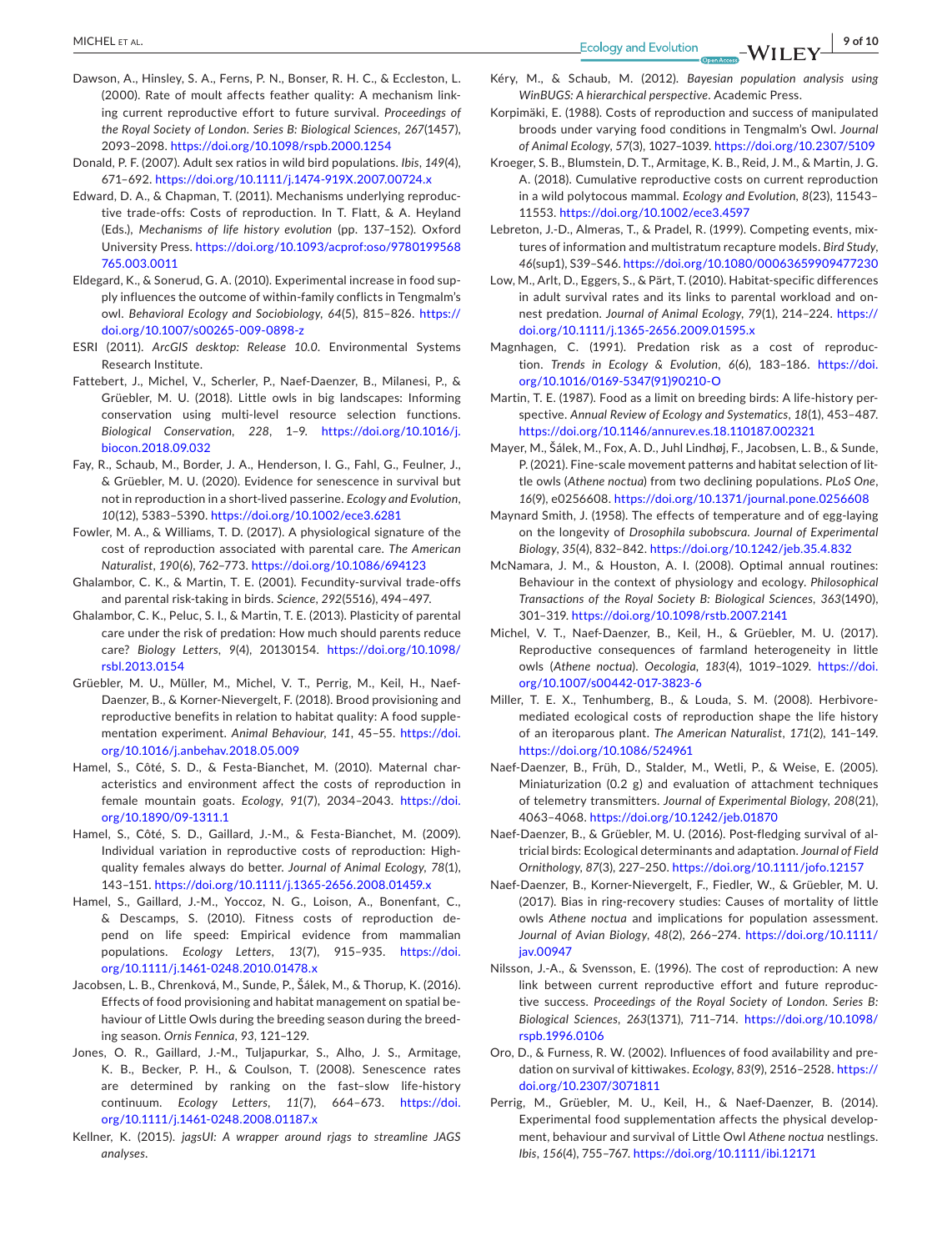Dawson, A., Hinsley, S. A., Ferns, P. N., Bonser, R. H. C., & Eccleston, L. (2000). Rate of moult affects feather quality: A mechanism linking current reproductive effort to future survival. *Proceedings of the Royal Society of London. Series B: Biological Sciences*, *267*(1457), 2093–2098. https://doi.org/10.1098/rspb.2000.1254

Donald, P. F. (2007). Adult sex ratios in wild bird populations. *Ibis*, *149*(4), 671–692. https://doi.org/10.1111/j.1474-919X.2007.00724.x

Edward, D. A., & Chapman, T. (2011). Mechanisms underlying reproductive trade-offs: Costs of reproduction. In T. Flatt, & A. Heyland (Eds.), *Mechanisms of life history evolution* (pp. 137–152). Oxford University Press. https://doi.org/10.1093/acprof:oso/9780199568765.003.0011

Eldegard, K., & Sonerud, G. A. (2010). Experimental increase in food supply influences the outcome of within-family conflicts in Tengmalm's owl. *Behavioral Ecology and Sociobiology*, *64*(5), 815–826. https://doi.org/10.1007/s00265-009-0898-z

ESRI (2011). *ArcGIS desktop: Release 10.0*. Environmental Systems Research Institute.

Fattebert, J., Michel, V., Scherler, P., Naef-Daenzer, B., Milanesi, P., & Grüebler, M. U. (2018). Little owls in big landscapes: Informing conservation using multi-level resource selection functions. *Biological Conservation*, *228*, 1–9. https://doi.org/10.1016/j.biocon.2018.09.032

Fay, R., Schaub, M., Border, J. A., Henderson, I. G., Fahl, G., Feulner, J., & Grüebler, M. U. (2020). Evidence for senescence in survival but not in reproduction in a short-lived passerine. *Ecology and Evolution*, *10*(12), 5383–5390. https://doi.org/10.1002/ece3.6281

Fowler, M. A., & Williams, T. D. (2017). A physiological signature of the cost of reproduction associated with parental care. *The American Naturalist*, *190*(6), 762–773. https://doi.org/10.1086/694123

Ghalambor, C. K., & Martin, T. E. (2001). Fecundity-survival trade-offs and parental risk-taking in birds. *Science*, *292*(5516), 494–497.

Ghalambor, C. K., Peluc, S. I., & Martin, T. E. (2013). Plasticity of parental care under the risk of predation: How much should parents reduce care? *Biology Letters*, *9*(4), 20130154. https://doi.org/10.1098/rsbl.2013.0154

Grüebler, M. U., Müller, M., Michel, V. T., Perrig, M., Keil, H., Naef-Daenzer, B., & Korner-Nievergelt, F. (2018). Brood provisioning and reproductive benefits in relation to habitat quality: A food supplementation experiment. *Animal Behaviour*, *141*, 45–55. https://doi.org/10.1016/j.anbehav.2018.05.009

Hamel, S., Côté, S. D., & Festa-Bianchet, M. (2010). Maternal characteristics and environment affect the costs of reproduction in female mountain goats. *Ecology*, *91*(7), 2034–2043. https://doi.org/10.1890/09-1311.1

Hamel, S., Côté, S. D., Gaillard, J.-M., & Festa-Bianchet, M. (2009). Individual variation in reproductive costs of reproduction: High-quality females always do better. *Journal of Animal Ecology*, *78*(1), 143–151. https://doi.org/10.1111/j.1365-2656.2008.01459.x

Hamel, S., Gaillard, J.-M., Yoccoz, N. G., Loison, A., Bonenfant, C., & Descamps, S. (2010). Fitness costs of reproduction depend on life speed: Empirical evidence from mammalian populations. *Ecology Letters*, *13*(7), 915–935. https://doi.org/10.1111/j.1461-0248.2010.01478.x

Jacobsen, L. B., Chrenková, M., Sunde, P., Šálek, M., & Thorup, K. (2016). Effects of food provisioning and habitat management on spatial behaviour of Little Owls during the breeding season during the breeding season. *Ornis Fennica*, *93*, 121–129.

Jones, O. R., Gaillard, J.-M., Tuljapurkar, S., Alho, J. S., Armitage, K. B., Becker, P. H., & Coulson, T. (2008). Senescence rates are determined by ranking on the fast–slow life-history continuum. *Ecology Letters*, *11*(7), 664–673. https://doi.org/10.1111/j.1461-0248.2008.01187.x

Kellner, K. (2015). *jagsUI: A wrapper around rjags to streamline JAGS analyses*.

Kéry, M., & Schaub, M. (2012). *Bayesian population analysis using WinBUGS: A hierarchical perspective*. Academic Press.

Korpimäki, E. (1988). Costs of reproduction and success of manipulated broods under varying food conditions in Tengmalm's Owl. *Journal of Animal Ecology*, *57*(3), 1027–1039. https://doi.org/10.2307/5109

Kroeger, S. B., Blumstein, D. T., Armitage, K. B., Reid, J. M., & Martin, J. G. A. (2018). Cumulative reproductive costs on current reproduction in a wild polytocous mammal. *Ecology and Evolution*, *8*(23), 11543–11553. https://doi.org/10.1002/ece3.4597

Lebreton, J.-D., Almeras, T., & Pradel, R. (1999). Competing events, mixtures of information and multistratum recapture models. *Bird Study*, *46*(sup1), S39–S46. https://doi.org/10.1080/00063659909477230

Low, M., Arlt, D., Eggers, S., & Pärt, T. (2010). Habitat-specific differences in adult survival rates and its links to parental workload and on-nest predation. *Journal of Animal Ecology*, *79*(1), 214–224. https://doi.org/10.1111/j.1365-2656.2009.01595.x

Magnhagen, C. (1991). Predation risk as a cost of reproduction. *Trends in Ecology & Evolution*, *6*(6), 183–186. https://doi.org/10.1016/0169-5347(91)90210-O

Martin, T. E. (1987). Food as a limit on breeding birds: A life-history perspective. *Annual Review of Ecology and Systematics*, *18*(1), 453–487. https://doi.org/10.1146/annurev.es.18.110187.002321

Mayer, M., Šálek, M., Fox, A. D., Juhl Lindhøj, F., Jacobsen, L. B., & Sunde, P. (2021). Fine-scale movement patterns and habitat selection of little owls (*Athene noctua*) from two declining populations. *PLoS One*, *16*(9), e0256608. https://doi.org/10.1371/journal.pone.0256608

Maynard Smith, J. (1958). The effects of temperature and of egg-laying on the longevity of *Drosophila subobscura*. *Journal of Experimental Biology*, *35*(4), 832–842. https://doi.org/10.1242/jeb.35.4.832

McNamara, J. M., & Houston, A. I. (2008). Optimal annual routines: Behaviour in the context of physiology and ecology. *Philosophical Transactions of the Royal Society B: Biological Sciences*, *363*(1490), 301–319. https://doi.org/10.1098/rstb.2007.2141

Michel, V. T., Naef-Daenzer, B., Keil, H., & Grüebler, M. U. (2017). Reproductive consequences of farmland heterogeneity in little owls (*Athene noctua*). *Oecologia*, *183*(4), 1019–1029. https://doi.org/10.1007/s00442-017-3823-6

Miller, T. E. X., Tenhumberg, B., & Louda, S. M. (2008). Herbivore-mediated ecological costs of reproduction shape the life history of an iteroparous plant. *The American Naturalist*, *171*(2), 141–149. https://doi.org/10.1086/524961

Naef-Daenzer, B., Früh, D., Stalder, M., Wetli, P., & Weise, E. (2005). Miniaturization (0.2 g) and evaluation of attachment techniques of telemetry transmitters. *Journal of Experimental Biology*, *208*(21), 4063–4068. https://doi.org/10.1242/jeb.01870

Naef-Daenzer, B., & Grüebler, M. U. (2016). Post-fledging survival of altricial birds: Ecological determinants and adaptation. *Journal of Field Ornithology*, *87*(3), 227–250. https://doi.org/10.1111/jofo.12157

Naef-Daenzer, B., Korner-Nievergelt, F., Fiedler, W., & Grüebler, M. U. (2017). Bias in ring-recovery studies: Causes of mortality of little owls *Athene noctua* and implications for population assessment. *Journal of Avian Biology*, *48*(2), 266–274. https://doi.org/10.1111/jav.00947

Nilsson, J.-A., & Svensson, E. (1996). The cost of reproduction: A new link between current reproductive effort and future reproductive success. *Proceedings of the Royal Society of London. Series B: Biological Sciences*, *263*(1371), 711–714. https://doi.org/10.1098/rspb.1996.0106

Oro, D., & Furness, R. W. (2002). Influences of food availability and predation on survival of kittiwakes. *Ecology*, *83*(9), 2516–2528. https://doi.org/10.2307/3071811

Perrig, M., Grüebler, M. U., Keil, H., & Naef-Daenzer, B. (2014). Experimental food supplementation affects the physical development, behaviour and survival of Little Owl *Athene noctua* nestlings. *Ibis*, *156*(4), 755–767. https://doi.org/10.1111/ibi.12171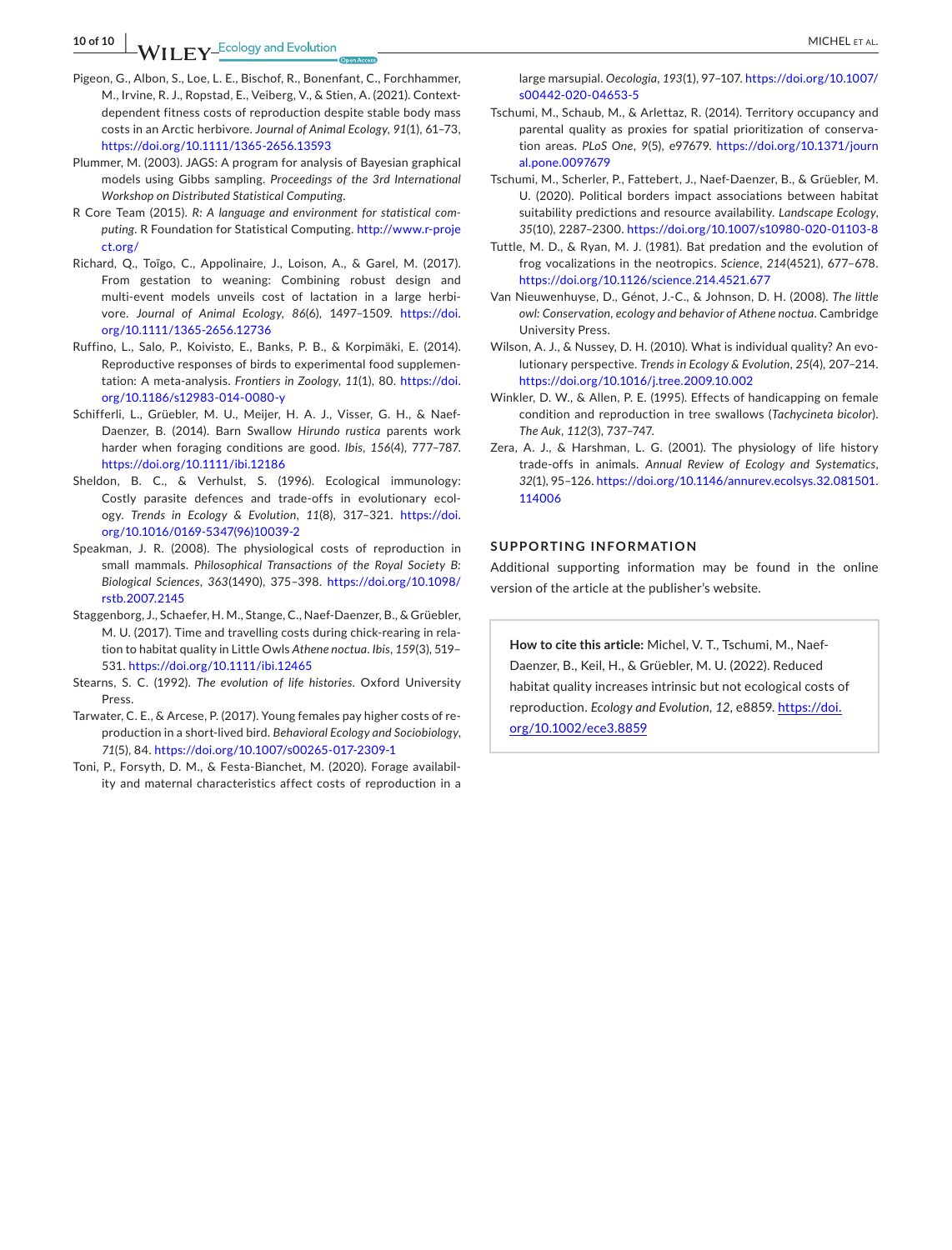Pigeon, G., Albon, S., Loe, L. E., Bischof, R., Bonenfant, C., Forchhammer, M., Irvine, R. J., Ropstad, E., Veiberg, V., & Stien, A. (2021). Context-dependent fitness costs of reproduction despite stable body mass costs in an Arctic herbivore. *Journal of Animal Ecology*, *91*(1), 61–73. https://doi.org/10.1111/1365-2656.13593

Plummer, M. (2003). JAGS: A program for analysis of Bayesian graphical models using Gibbs sampling. *Proceedings of the 3rd International Workshop on Distributed Statistical Computing*.

R Core Team (2015). *R: A language and environment for statistical computing*. R Foundation for Statistical Computing. http://www.r-project.org/

Richard, Q., Toïgo, C., Appolinaire, J., Loison, A., & Garel, M. (2017). From gestation to weaning: Combining robust design and multi-event models unveils cost of lactation in a large herbivore. *Journal of Animal Ecology*, *86*(6), 1497–1509. https://doi.org/10.1111/1365-2656.12736

Ruffino, L., Salo, P., Koivisto, E., Banks, P. B., & Korpimäki, E. (2014). Reproductive responses of birds to experimental food supplementation: A meta-analysis. *Frontiers in Zoology*, *11*(1), 80. https://doi.org/10.1186/s12983-014-0080-y

Schifferli, L., Grüebler, M. U., Meijer, H. A. J., Visser, G. H., & Naef-Daenzer, B. (2014). Barn Swallow *Hirundo rustica* parents work harder when foraging conditions are good. *Ibis*, *156*(4), 777–787. https://doi.org/10.1111/ibi.12186

Sheldon, B. C., & Verhulst, S. (1996). Ecological immunology: Costly parasite defences and trade-offs in evolutionary ecology. *Trends in Ecology & Evolution*, *11*(8), 317–321. https://doi.org/10.1016/0169-5347(96)10039-2

Speakman, J. R. (2008). The physiological costs of reproduction in small mammals. *Philosophical Transactions of the Royal Society B: Biological Sciences*, *363*(1490), 375–398. https://doi.org/10.1098/rstb.2007.2145

Staggenborg, J., Schaefer, H. M., Stange, C., Naef-Daenzer, B., & Grüebler, M. U. (2017). Time and travelling costs during chick-rearing in relation to habitat quality in Little Owls *Athene noctua*. *Ibis*, *159*(3), 519–531. https://doi.org/10.1111/ibi.12465

Stearns, S. C. (1992). *The evolution of life histories*. Oxford University Press.

Tarwater, C. E., & Arcese, P. (2017). Young females pay higher costs of reproduction in a short-lived bird. *Behavioral Ecology and Sociobiology*, *71*(5), 84. https://doi.org/10.1007/s00265-017-2309-1

Toni, P., Forsyth, D. M., & Festa-Bianchet, M. (2020). Forage availability and maternal characteristics affect costs of reproduction in a large marsupial. *Oecologia*, *193*(1), 97–107. https://doi.org/10.1007/s00442-020-04653-5

Tschumi, M., Schaub, M., & Arlettaz, R. (2014). Territory occupancy and parental quality as proxies for spatial prioritization of conservation areas. *PLoS One*, *9*(5), e97679. https://doi.org/10.1371/journal.pone.0097679

Tschumi, M., Scherler, P., Fattebert, J., Naef-Daenzer, B., & Grüebler, M. U. (2020). Political borders impact associations between habitat suitability predictions and resource availability. *Landscape Ecology*, *35*(10), 2287–2300. https://doi.org/10.1007/s10980-020-01103-8

Tuttle, M. D., & Ryan, M. J. (1981). Bat predation and the evolution of frog vocalizations in the neotropics. *Science*, *214*(4521), 677–678. https://doi.org/10.1126/science.214.4521.677

Van Nieuwenhuyse, D., Génot, J.-C., & Johnson, D. H. (2008). *The little owl: Conservation, ecology and behavior of Athene noctua*. Cambridge University Press.

Wilson, A. J., & Nussey, D. H. (2010). What is individual quality? An evolutionary perspective. *Trends in Ecology & Evolution*, *25*(4), 207–214. https://doi.org/10.1016/j.tree.2009.10.002

Winkler, D. W., & Allen, P. E. (1995). Effects of handicapping on female condition and reproduction in tree swallows (*Tachycineta bicolor*). *The Auk*, *112*(3), 737–747.

Zera, A. J., & Harshman, L. G. (2001). The physiology of life history trade-offs in animals. *Annual Review of Ecology and Systematics*, *32*(1), 95–126. https://doi.org/10.1146/annurev.ecolsys.32.081501.114006

## SUPPORTING INFORMATION

Additional supporting information may be found in the online version of the article at the publisher's website.

**How to cite this article:** Michel, V. T., Tschumi, M., Naef-Daenzer, B., Keil, H., & Grüebler, M. U. (2022). Reduced habitat quality increases intrinsic but not ecological costs of reproduction. *Ecology and Evolution*, *12*, e8859. https://doi.org/10.1002/ece3.8859